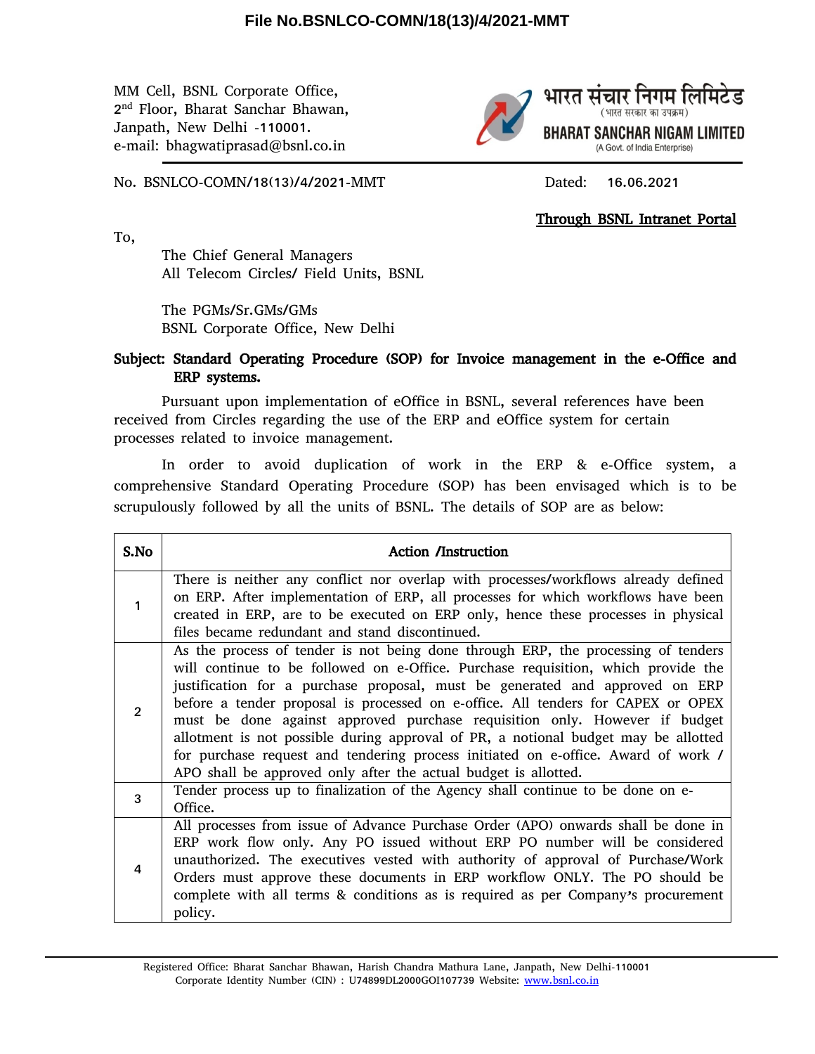MM Cell, BSNL Corporate Office,
2nd Floor, Bharat Sanchar Bhawan,
Janpath, New Delhi -110001.
e-mail: bhagwatiprasad@bsnl.co.in

भारत संचार निगम लिमिटेड
(भारत सरकार का उपक्रम)
BHARAT SANCHAR NIGAM LIMITED
(A Govt. of India Enterprise)

No. BSNLCO-COMN/18(13)/4/2021-MMT Dated: 16.06.2021

**Through BSNL Intranet Portal**

To,

The Chief General Managers
All Telecom Circles/ Field Units, BSNL

The PGMs/Sr.GMs/GMs
BSNL Corporate Office, New Delhi

**Subject: Standard Operating Procedure (SOP) for Invoice management in the e-Office and ERP systems.**

Pursuant upon implementation of eOffice in BSNL, several references have been received from Circles regarding the use of the ERP and eOffice system for certain processes related to invoice management.

In order to avoid duplication of work in the ERP & e-Office system, a comprehensive Standard Operating Procedure (SOP) has been envisaged which is to be scrupulously followed by all the units of BSNL. The details of SOP are as below:

| S.No | Action /Instruction |
|---|---|
| 1 | There is neither any conflict nor overlap with processes/workflows already defined on ERP. After implementation of ERP, all processes for which workflows have been created in ERP, are to be executed on ERP only, hence these processes in physical files became redundant and stand discontinued. |
| 2 | As the process of tender is not being done through ERP, the processing of tenders will continue to be followed on e-Office. Purchase requisition, which provide the justification for a purchase proposal, must be generated and approved on ERP before a tender proposal is processed on e-office. All tenders for CAPEX or OPEX must be done against approved purchase requisition only. However if budget allotment is not possible during approval of PR, a notional budget may be allotted for purchase request and tendering process initiated on e-office. Award of work / APO shall be approved only after the actual budget is allotted. |
| 3 | Tender process up to finalization of the Agency shall continue to be done on e-Office. |
| 4 | All processes from issue of Advance Purchase Order (APO) onwards shall be done in ERP work flow only. Any PO issued without ERP PO number will be considered unauthorized. The executives vested with authority of approval of Purchase/Work Orders must approve these documents in ERP workflow ONLY. The PO should be complete with all terms & conditions as is required as per Company's procurement policy. |

Registered Office: Bharat Sanchar Bhawan, Harish Chandra Mathura Lane, Janpath, New Delhi-110001
Corporate Identity Number (CIN) : U74899DL2000GOI107739 Website: www.bsnl.co.in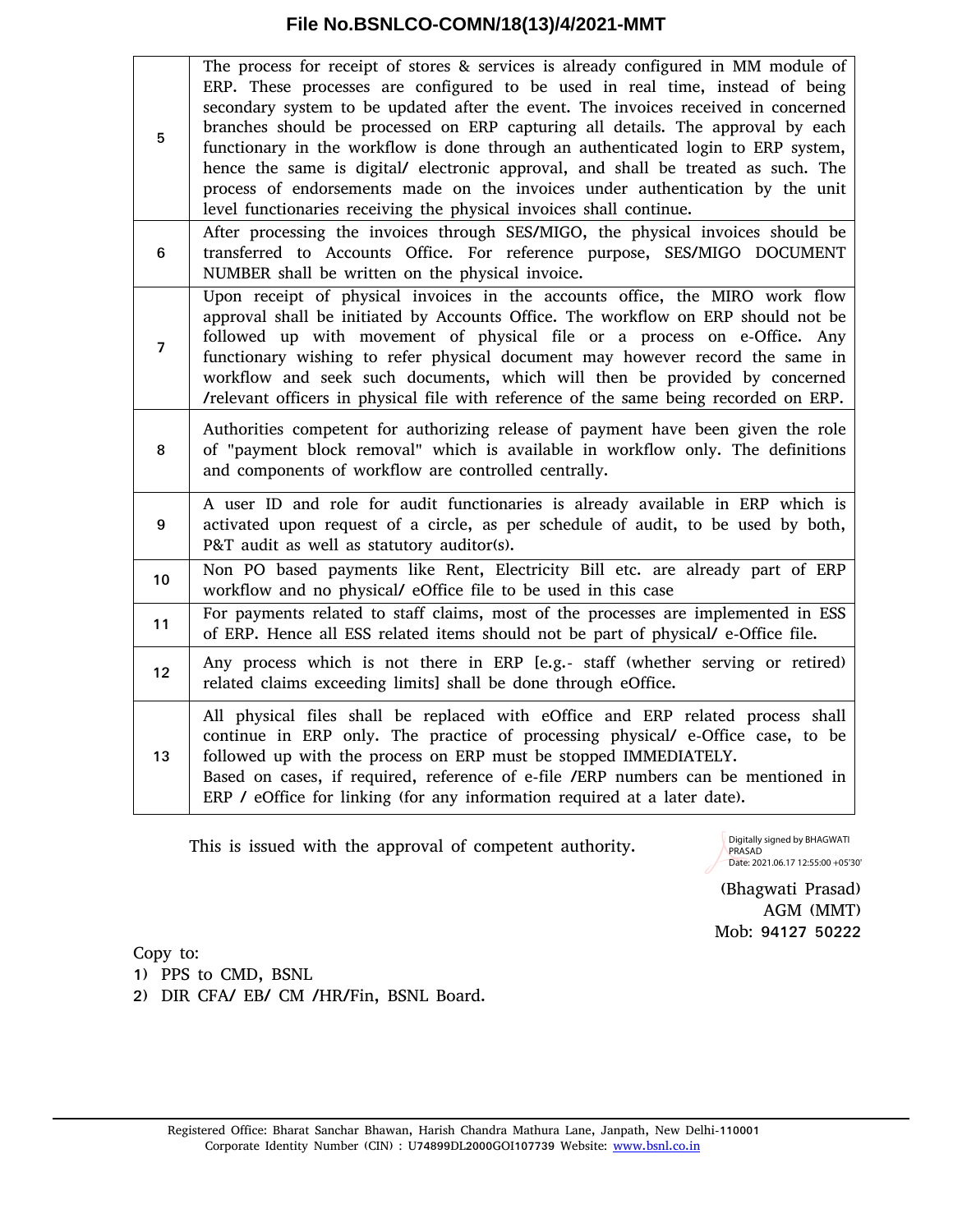File No.BSNLCO-COMN/18(13)/4/2021-MMT

| | |
|---|---|
| 5 | The process for receipt of stores & services is already configured in MM module of ERP. These processes are configured to be used in real time, instead of being secondary system to be updated after the event. The invoices received in concerned branches should be processed on ERP capturing all details. The approval by each functionary in the workflow is done through an authenticated login to ERP system, hence the same is digital/ electronic approval, and shall be treated as such. The process of endorsements made on the invoices under authentication by the unit level functionaries receiving the physical invoices shall continue. |
| 6 | After processing the invoices through SES/MIGO, the physical invoices should be transferred to Accounts Office. For reference purpose, SES/MIGO DOCUMENT NUMBER shall be written on the physical invoice. |
| 7 | Upon receipt of physical invoices in the accounts office, the MIRO work flow approval shall be initiated by Accounts Office. The workflow on ERP should not be followed up with movement of physical file or a process on e-Office. Any functionary wishing to refer physical document may however record the same in workflow and seek such documents, which will then be provided by concerned /relevant officers in physical file with reference of the same being recorded on ERP. |
| 8 | Authorities competent for authorizing release of payment have been given the role of "payment block removal" which is available in workflow only. The definitions and components of workflow are controlled centrally. |
| 9 | A user ID and role for audit functionaries is already available in ERP which is activated upon request of a circle, as per schedule of audit, to be used by both, P&T audit as well as statutory auditor(s). |
| 10 | Non PO based payments like Rent, Electricity Bill etc. are already part of ERP workflow and no physical/ eOffice file to be used in this case |
| 11 | For payments related to staff claims, most of the processes are implemented in ESS of ERP. Hence all ESS related items should not be part of physical/ e-Office file. |
| 12 | Any process which is not there in ERP [e.g.- staff (whether serving or retired) related claims exceeding limits] shall be done through eOffice. |
| 13 | All physical files shall be replaced with eOffice and ERP related process shall continue in ERP only. The practice of processing physical/ e-Office case, to be followed up with the process on ERP must be stopped IMMEDIATELY.<br>Based on cases, if required, reference of e-file /ERP numbers can be mentioned in ERP / eOffice for linking (for any information required at a later date). |

This is issued with the approval of competent authority.

Digitally signed by BHAGWATI PRASAD
Date: 2021.06.17 12:55:00 +05'30'

(Bhagwati Prasad)
AGM (MMT)
Mob: 94127 50222

Copy to:

1) PPS to CMD, BSNL
2) DIR CFA/ EB/ CM /HR/Fin, BSNL Board.

Registered Office: Bharat Sanchar Bhawan, Harish Chandra Mathura Lane, Janpath, New Delhi-110001
Corporate Identity Number (CIN) : U74899DL2000GOI107739 Website: www.bsnl.co.in